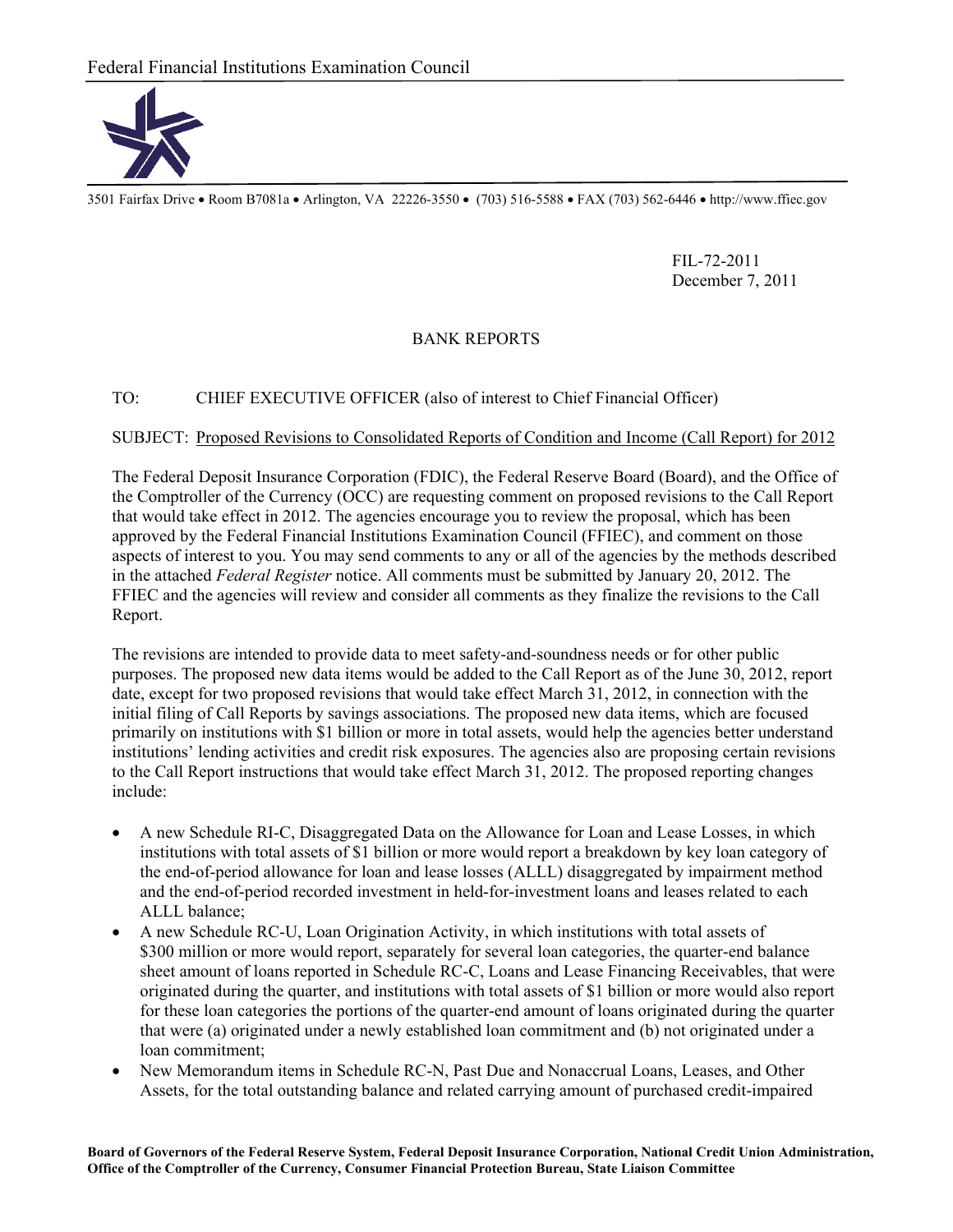Federal Financial Institutions Examination Council

3501 Fairfax Drive • Room B7081a • Arlington, VA 22226-3550 • (703) 516-5588 • FAX (703) 562-6446 • http://www.ffiec.gov

FIL-72-2011
December 7, 2011

BANK REPORTS

TO: CHIEF EXECUTIVE OFFICER (also of interest to Chief Financial Officer)

SUBJECT: Proposed Revisions to Consolidated Reports of Condition and Income (Call Report) for 2012

The Federal Deposit Insurance Corporation (FDIC), the Federal Reserve Board (Board), and the Office of the Comptroller of the Currency (OCC) are requesting comment on proposed revisions to the Call Report that would take effect in 2012. The agencies encourage you to review the proposal, which has been approved by the Federal Financial Institutions Examination Council (FFIEC), and comment on those aspects of interest to you. You may send comments to any or all of the agencies by the methods described in the attached *Federal Register* notice. All comments must be submitted by January 20, 2012. The FFIEC and the agencies will review and consider all comments as they finalize the revisions to the Call Report.

The revisions are intended to provide data to meet safety-and-soundness needs or for other public purposes. The proposed new data items would be added to the Call Report as of the June 30, 2012, report date, except for two proposed revisions that would take effect March 31, 2012, in connection with the initial filing of Call Reports by savings associations. The proposed new data items, which are focused primarily on institutions with $1 billion or more in total assets, would help the agencies better understand institutions' lending activities and credit risk exposures. The agencies also are proposing certain revisions to the Call Report instructions that would take effect March 31, 2012. The proposed reporting changes include:

- A new Schedule RI-C, Disaggregated Data on the Allowance for Loan and Lease Losses, in which institutions with total assets of $1 billion or more would report a breakdown by key loan category of the end-of-period allowance for loan and lease losses (ALLL) disaggregated by impairment method and the end-of-period recorded investment in held-for-investment loans and leases related to each ALLL balance;
- A new Schedule RC-U, Loan Origination Activity, in which institutions with total assets of $300 million or more would report, separately for several loan categories, the quarter-end balance sheet amount of loans reported in Schedule RC-C, Loans and Lease Financing Receivables, that were originated during the quarter, and institutions with total assets of $1 billion or more would also report for these loan categories the portions of the quarter-end amount of loans originated during the quarter that were (a) originated under a newly established loan commitment and (b) not originated under a loan commitment;
- New Memorandum items in Schedule RC-N, Past Due and Nonaccrual Loans, Leases, and Other Assets, for the total outstanding balance and related carrying amount of purchased credit-impaired

**Board of Governors of the Federal Reserve System, Federal Deposit Insurance Corporation, National Credit Union Administration, Office of the Comptroller of the Currency, Consumer Financial Protection Bureau, State Liaison Committee**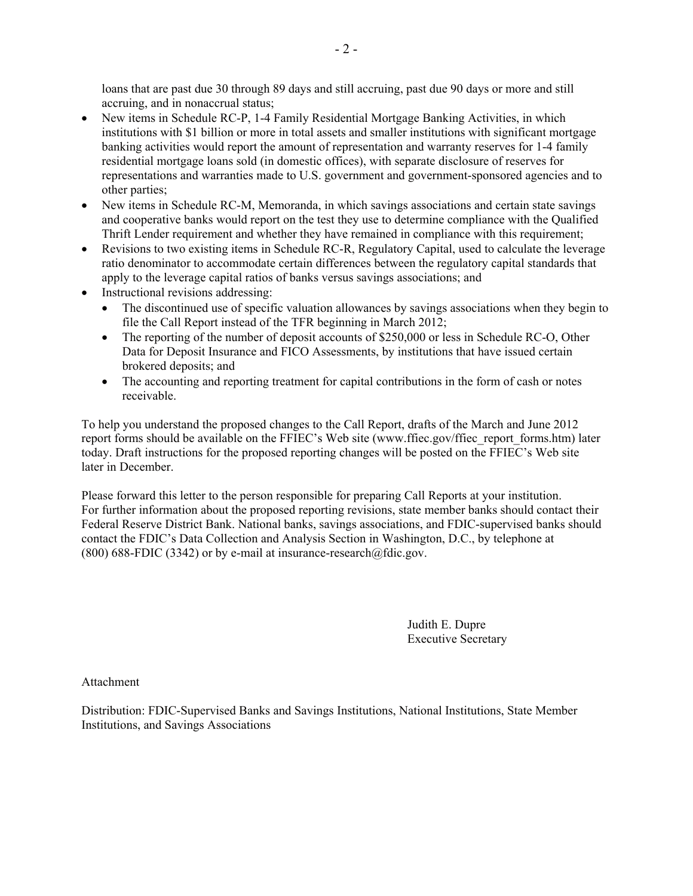loans that are past due 30 through 89 days and still accruing, past due 90 days or more and still accruing, and in nonaccrual status;

- New items in Schedule RC-P, 1-4 Family Residential Mortgage Banking Activities, in which institutions with $1 billion or more in total assets and smaller institutions with significant mortgage banking activities would report the amount of representation and warranty reserves for 1-4 family residential mortgage loans sold (in domestic offices), with separate disclosure of reserves for representations and warranties made to U.S. government and government-sponsored agencies and to other parties;
- New items in Schedule RC-M, Memoranda, in which savings associations and certain state savings and cooperative banks would report on the test they use to determine compliance with the Qualified Thrift Lender requirement and whether they have remained in compliance with this requirement;
- Revisions to two existing items in Schedule RC-R, Regulatory Capital, used to calculate the leverage ratio denominator to accommodate certain differences between the regulatory capital standards that apply to the leverage capital ratios of banks versus savings associations; and
- Instructional revisions addressing:
  - The discontinued use of specific valuation allowances by savings associations when they begin to file the Call Report instead of the TFR beginning in March 2012;
  - The reporting of the number of deposit accounts of $250,000 or less in Schedule RC-O, Other Data for Deposit Insurance and FICO Assessments, by institutions that have issued certain brokered deposits; and
  - The accounting and reporting treatment for capital contributions in the form of cash or notes receivable.

To help you understand the proposed changes to the Call Report, drafts of the March and June 2012 report forms should be available on the FFIEC's Web site (www.ffiec.gov/ffiec_report_forms.htm) later today. Draft instructions for the proposed reporting changes will be posted on the FFIEC's Web site later in December.

Please forward this letter to the person responsible for preparing Call Reports at your institution. For further information about the proposed reporting revisions, state member banks should contact their Federal Reserve District Bank. National banks, savings associations, and FDIC-supervised banks should contact the FDIC's Data Collection and Analysis Section in Washington, D.C., by telephone at (800) 688-FDIC (3342) or by e-mail at insurance-research@fdic.gov.

Judith E. Dupre
Executive Secretary

Attachment

Distribution: FDIC-Supervised Banks and Savings Institutions, National Institutions, State Member Institutions, and Savings Associations